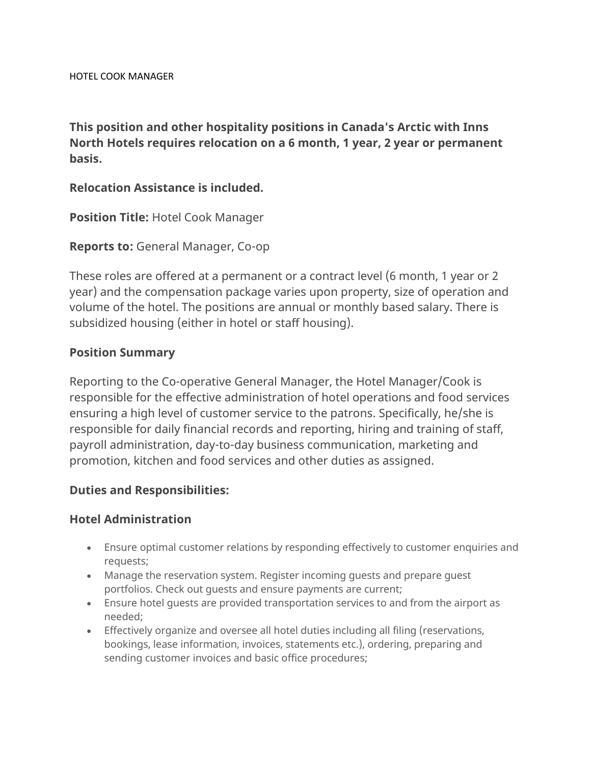# HOTEL COOK MANAGER

**This position and other hospitality positions in Canada's Arctic with Inns North Hotels requires relocation on a 6 month, 1 year, 2 year or permanent basis.**

**Relocation Assistance is included.**

**Position Title:** Hotel Cook Manager

**Reports to:** General Manager, Co-op

These roles are offered at a permanent or a contract level (6 month, 1 year or 2 year) and the compensation package varies upon property, size of operation and volume of the hotel. The positions are annual or monthly based salary. There is subsidized housing (either in hotel or staff housing).

## Position Summary

Reporting to the Co-operative General Manager, the Hotel Manager/Cook is responsible for the effective administration of hotel operations and food services ensuring a high level of customer service to the patrons. Specifically, he/she is responsible for daily financial records and reporting, hiring and training of staff, payroll administration, day-to-day business communication, marketing and promotion, kitchen and food services and other duties as assigned.

## Duties and Responsibilities:

### Hotel Administration

- Ensure optimal customer relations by responding effectively to customer enquiries and requests;
- Manage the reservation system. Register incoming guests and prepare guest portfolios. Check out guests and ensure payments are current;
- Ensure hotel guests are provided transportation services to and from the airport as needed;
- Effectively organize and oversee all hotel duties including all filing (reservations, bookings, lease information, invoices, statements etc.), ordering, preparing and sending customer invoices and basic office procedures;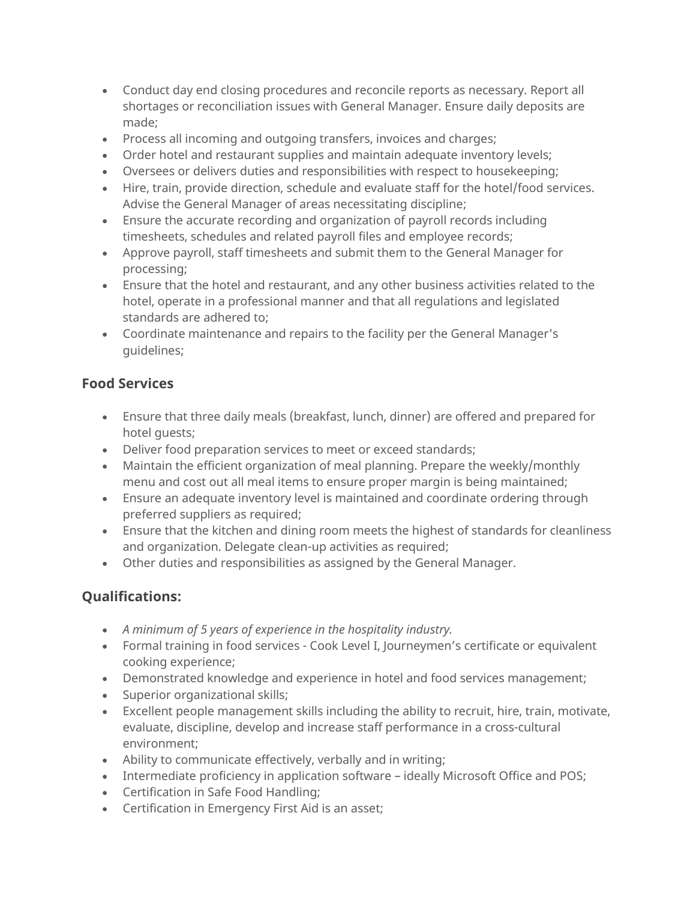- Conduct day end closing procedures and reconcile reports as necessary. Report all shortages or reconciliation issues with General Manager. Ensure daily deposits are made;
- Process all incoming and outgoing transfers, invoices and charges;
- Order hotel and restaurant supplies and maintain adequate inventory levels;
- Oversees or delivers duties and responsibilities with respect to housekeeping;
- Hire, train, provide direction, schedule and evaluate staff for the hotel/food services. Advise the General Manager of areas necessitating discipline;
- Ensure the accurate recording and organization of payroll records including timesheets, schedules and related payroll files and employee records;
- Approve payroll, staff timesheets and submit them to the General Manager for processing;
- Ensure that the hotel and restaurant, and any other business activities related to the hotel, operate in a professional manner and that all regulations and legislated standards are adhered to;
- Coordinate maintenance and repairs to the facility per the General Manager's guidelines;

### Food Services

- Ensure that three daily meals (breakfast, lunch, dinner) are offered and prepared for hotel guests;
- Deliver food preparation services to meet or exceed standards;
- Maintain the efficient organization of meal planning. Prepare the weekly/monthly menu and cost out all meal items to ensure proper margin is being maintained;
- Ensure an adequate inventory level is maintained and coordinate ordering through preferred suppliers as required;
- Ensure that the kitchen and dining room meets the highest of standards for cleanliness and organization. Delegate clean-up activities as required;
- Other duties and responsibilities as assigned by the General Manager.

## Qualifications:

- *A minimum of 5 years of experience in the hospitality industry.*
- Formal training in food services - Cook Level I, Journeymen’s certificate or equivalent cooking experience;
- Demonstrated knowledge and experience in hotel and food services management;
- Superior organizational skills;
- Excellent people management skills including the ability to recruit, hire, train, motivate, evaluate, discipline, develop and increase staff performance in a cross-cultural environment;
- Ability to communicate effectively, verbally and in writing;
- Intermediate proficiency in application software – ideally Microsoft Office and POS;
- Certification in Safe Food Handling;
- Certification in Emergency First Aid is an asset;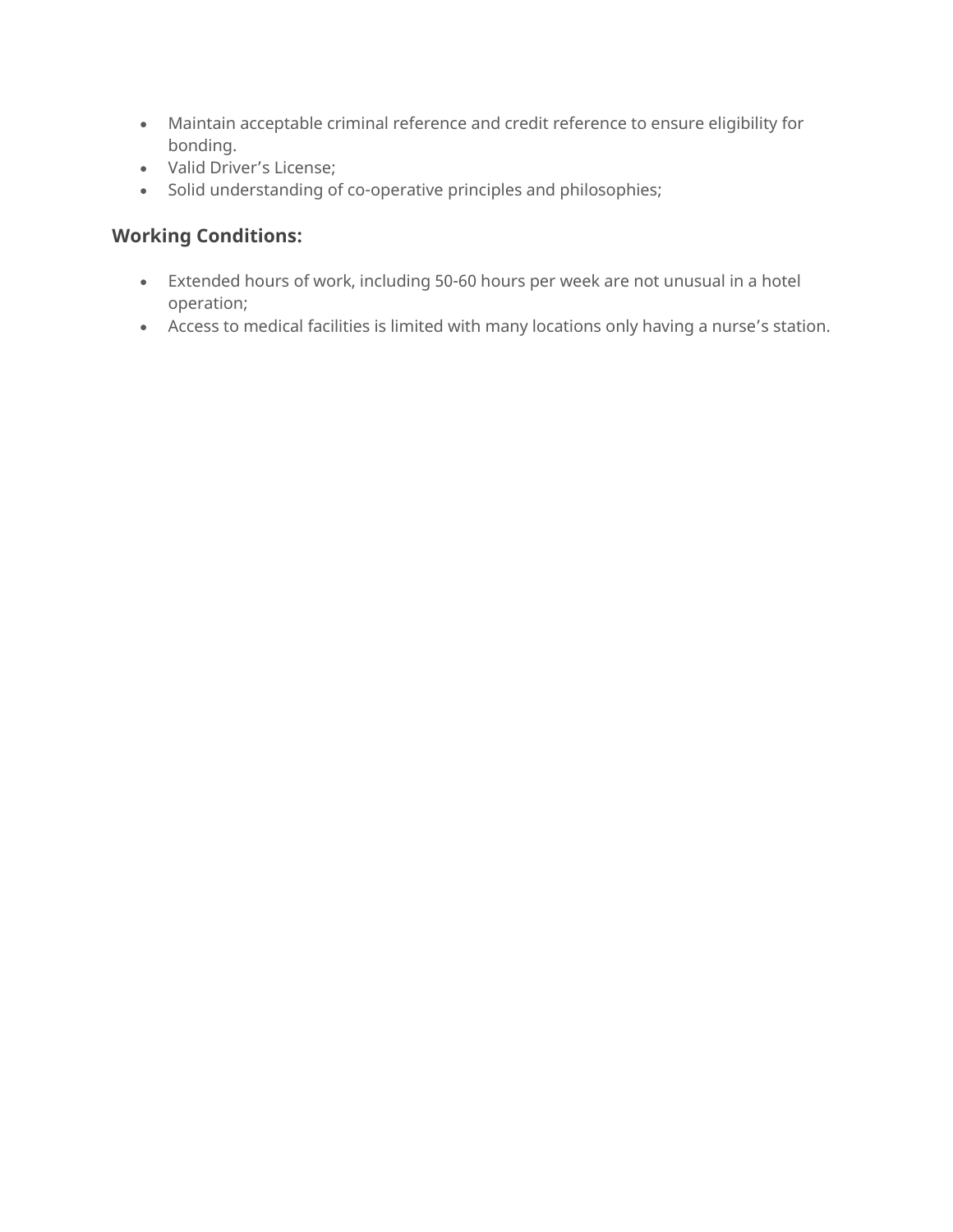- Maintain acceptable criminal reference and credit reference to ensure eligibility for bonding.
- Valid Driver’s License;
- Solid understanding of co-operative principles and philosophies;

### Working Conditions:

- Extended hours of work, including 50-60 hours per week are not unusual in a hotel operation;
- Access to medical facilities is limited with many locations only having a nurse’s station.